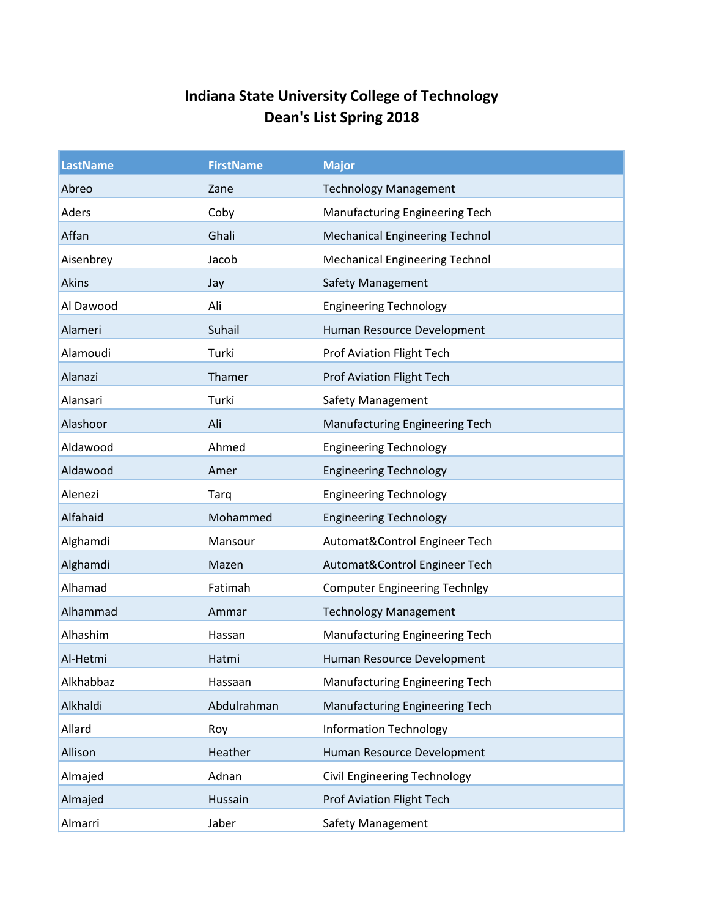# Indiana State University College of Technology
## Dean's List Spring 2018

| LastName | FirstName | Major |
|---|---|---|
| Abreo | Zane | Technology Management |
| Aders | Coby | Manufacturing Engineering Tech |
| Affan | Ghali | Mechanical Engineering Technol |
| Aisenbrey | Jacob | Mechanical Engineering Technol |
| Akins | Jay | Safety Management |
| Al Dawood | Ali | Engineering Technology |
| Alameri | Suhail | Human Resource Development |
| Alamoudi | Turki | Prof Aviation Flight Tech |
| Alanazi | Thamer | Prof Aviation Flight Tech |
| Alansari | Turki | Safety Management |
| Alashoor | Ali | Manufacturing Engineering Tech |
| Aldawood | Ahmed | Engineering Technology |
| Aldawood | Amer | Engineering Technology |
| Alenezi | Tarq | Engineering Technology |
| Alfahaid | Mohammed | Engineering Technology |
| Alghamdi | Mansour | Automat&Control Engineer Tech |
| Alghamdi | Mazen | Automat&Control Engineer Tech |
| Alhamad | Fatimah | Computer Engineering Technlgy |
| Alhammad | Ammar | Technology Management |
| Alhashim | Hassan | Manufacturing Engineering Tech |
| Al-Hetmi | Hatmi | Human Resource Development |
| Alkhabbaz | Hassaan | Manufacturing Engineering Tech |
| Alkhaldi | Abdulrahman | Manufacturing Engineering Tech |
| Allard | Roy | Information Technology |
| Allison | Heather | Human Resource Development |
| Almajed | Adnan | Civil Engineering Technology |
| Almajed | Hussain | Prof Aviation Flight Tech |
| Almarri | Jaber | Safety Management |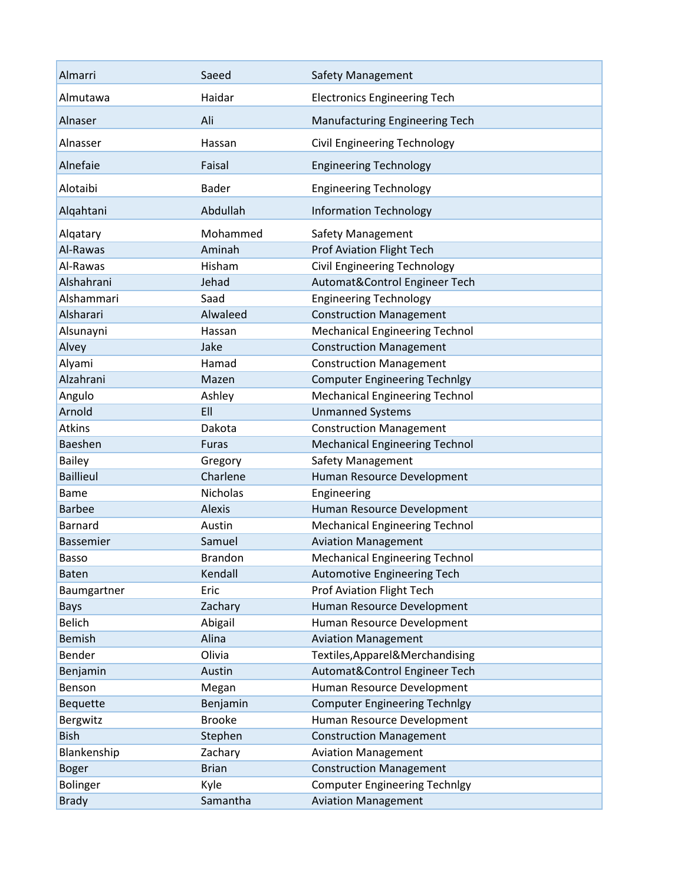| | | |
|---|---|---|
| Almarri | Saeed | Safety Management |
| Almutawa | Haidar | Electronics Engineering Tech |
| Alnaser | Ali | Manufacturing Engineering Tech |
| Alnasser | Hassan | Civil Engineering Technology |
| Alnefaie | Faisal | Engineering Technology |
| Alotaibi | Bader | Engineering Technology |
| Alqahtani | Abdullah | Information Technology |
| Alqatary | Mohammed | Safety Management |
| Al-Rawas | Aminah | Prof Aviation Flight Tech |
| Al-Rawas | Hisham | Civil Engineering Technology |
| Alshahrani | Jehad | Automat&Control Engineer Tech |
| Alshammari | Saad | Engineering Technology |
| Alsharari | Alwaleed | Construction Management |
| Alsunayni | Hassan | Mechanical Engineering Technol |
| Alvey | Jake | Construction Management |
| Alyami | Hamad | Construction Management |
| Alzahrani | Mazen | Computer Engineering Technlgy |
| Angulo | Ashley | Mechanical Engineering Technol |
| Arnold | Ell | Unmanned Systems |
| Atkins | Dakota | Construction Management |
| Baeshen | Furas | Mechanical Engineering Technol |
| Bailey | Gregory | Safety Management |
| Baillieul | Charlene | Human Resource Development |
| Bame | Nicholas | Engineering |
| Barbee | Alexis | Human Resource Development |
| Barnard | Austin | Mechanical Engineering Technol |
| Bassemier | Samuel | Aviation Management |
| Basso | Brandon | Mechanical Engineering Technol |
| Baten | Kendall | Automotive Engineering Tech |
| Baumgartner | Eric | Prof Aviation Flight Tech |
| Bays | Zachary | Human Resource Development |
| Belich | Abigail | Human Resource Development |
| Bemish | Alina | Aviation Management |
| Bender | Olivia | Textiles,Apparel&Merchandising |
| Benjamin | Austin | Automat&Control Engineer Tech |
| Benson | Megan | Human Resource Development |
| Bequette | Benjamin | Computer Engineering Technlgy |
| Bergwitz | Brooke | Human Resource Development |
| Bish | Stephen | Construction Management |
| Blankenship | Zachary | Aviation Management |
| Boger | Brian | Construction Management |
| Bolinger | Kyle | Computer Engineering Technlgy |
| Brady | Samantha | Aviation Management |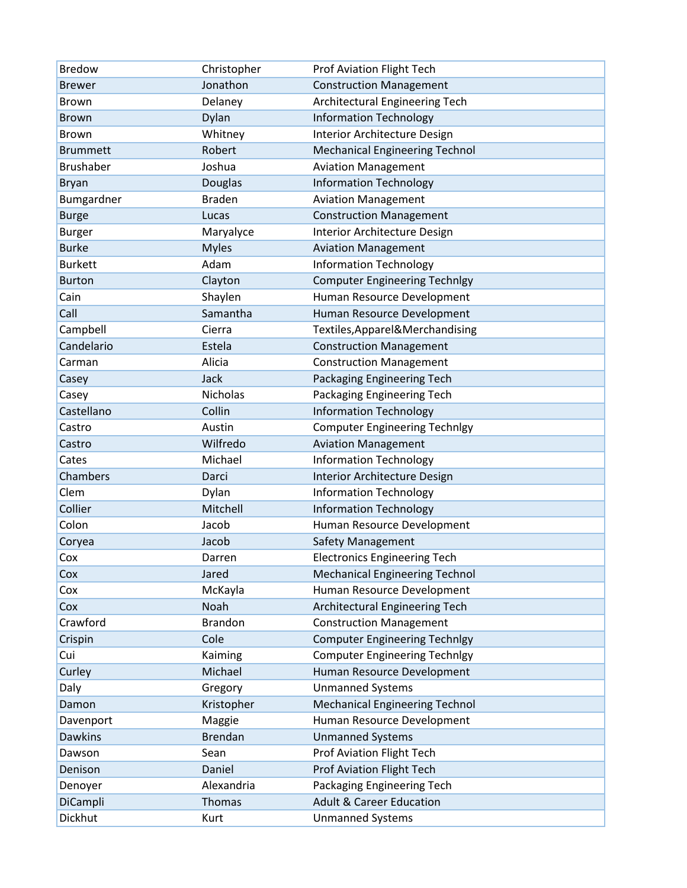| | | |
|---|---|---|
| Bredow | Christopher | Prof Aviation Flight Tech |
| Brewer | Jonathon | Construction Management |
| Brown | Delaney | Architectural Engineering Tech |
| Brown | Dylan | Information Technology |
| Brown | Whitney | Interior Architecture Design |
| Brummett | Robert | Mechanical Engineering Technol |
| Brushaber | Joshua | Aviation Management |
| Bryan | Douglas | Information Technology |
| Bumgardner | Braden | Aviation Management |
| Burge | Lucas | Construction Management |
| Burger | Maryalyce | Interior Architecture Design |
| Burke | Myles | Aviation Management |
| Burkett | Adam | Information Technology |
| Burton | Clayton | Computer Engineering Technlgy |
| Cain | Shaylen | Human Resource Development |
| Call | Samantha | Human Resource Development |
| Campbell | Cierra | Textiles,Apparel&Merchandising |
| Candelario | Estela | Construction Management |
| Carman | Alicia | Construction Management |
| Casey | Jack | Packaging Engineering Tech |
| Casey | Nicholas | Packaging Engineering Tech |
| Castellano | Collin | Information Technology |
| Castro | Austin | Computer Engineering Technlgy |
| Castro | Wilfredo | Aviation Management |
| Cates | Michael | Information Technology |
| Chambers | Darci | Interior Architecture Design |
| Clem | Dylan | Information Technology |
| Collier | Mitchell | Information Technology |
| Colon | Jacob | Human Resource Development |
| Coryea | Jacob | Safety Management |
| Cox | Darren | Electronics Engineering Tech |
| Cox | Jared | Mechanical Engineering Technol |
| Cox | McKayla | Human Resource Development |
| Cox | Noah | Architectural Engineering Tech |
| Crawford | Brandon | Construction Management |
| Crispin | Cole | Computer Engineering Technlgy |
| Cui | Kaiming | Computer Engineering Technlgy |
| Curley | Michael | Human Resource Development |
| Daly | Gregory | Unmanned Systems |
| Damon | Kristopher | Mechanical Engineering Technol |
| Davenport | Maggie | Human Resource Development |
| Dawkins | Brendan | Unmanned Systems |
| Dawson | Sean | Prof Aviation Flight Tech |
| Denison | Daniel | Prof Aviation Flight Tech |
| Denoyer | Alexandria | Packaging Engineering Tech |
| DiCampli | Thomas | Adult & Career Education |
| Dickhut | Kurt | Unmanned Systems |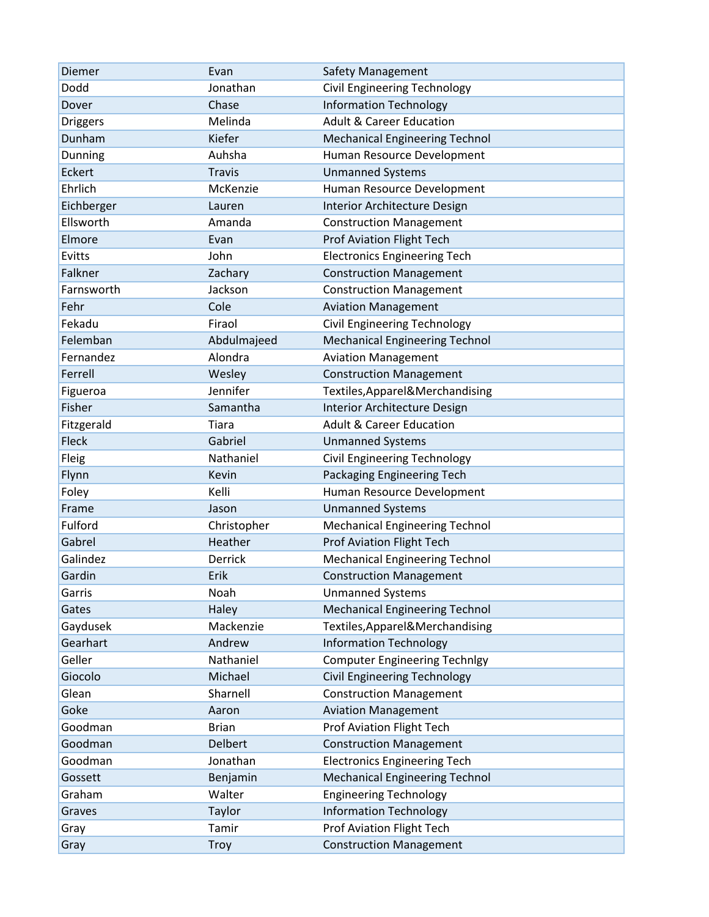| | | |
|---|---|---|
| Diemer | Evan | Safety Management |
| Dodd | Jonathan | Civil Engineering Technology |
| Dover | Chase | Information Technology |
| Driggers | Melinda | Adult & Career Education |
| Dunham | Kiefer | Mechanical Engineering Technol |
| Dunning | Auhsha | Human Resource Development |
| Eckert | Travis | Unmanned Systems |
| Ehrlich | McKenzie | Human Resource Development |
| Eichberger | Lauren | Interior Architecture Design |
| Ellsworth | Amanda | Construction Management |
| Elmore | Evan | Prof Aviation Flight Tech |
| Evitts | John | Electronics Engineering Tech |
| Falkner | Zachary | Construction Management |
| Farnsworth | Jackson | Construction Management |
| Fehr | Cole | Aviation Management |
| Fekadu | Firaol | Civil Engineering Technology |
| Felemban | Abdulmajeed | Mechanical Engineering Technol |
| Fernandez | Alondra | Aviation Management |
| Ferrell | Wesley | Construction Management |
| Figueroa | Jennifer | Textiles,Apparel&Merchandising |
| Fisher | Samantha | Interior Architecture Design |
| Fitzgerald | Tiara | Adult & Career Education |
| Fleck | Gabriel | Unmanned Systems |
| Fleig | Nathaniel | Civil Engineering Technology |
| Flynn | Kevin | Packaging Engineering Tech |
| Foley | Kelli | Human Resource Development |
| Frame | Jason | Unmanned Systems |
| Fulford | Christopher | Mechanical Engineering Technol |
| Gabrel | Heather | Prof Aviation Flight Tech |
| Galindez | Derrick | Mechanical Engineering Technol |
| Gardin | Erik | Construction Management |
| Garris | Noah | Unmanned Systems |
| Gates | Haley | Mechanical Engineering Technol |
| Gaydusek | Mackenzie | Textiles,Apparel&Merchandising |
| Gearhart | Andrew | Information Technology |
| Geller | Nathaniel | Computer Engineering Technlgy |
| Giocolo | Michael | Civil Engineering Technology |
| Glean | Sharnell | Construction Management |
| Goke | Aaron | Aviation Management |
| Goodman | Brian | Prof Aviation Flight Tech |
| Goodman | Delbert | Construction Management |
| Goodman | Jonathan | Electronics Engineering Tech |
| Gossett | Benjamin | Mechanical Engineering Technol |
| Graham | Walter | Engineering Technology |
| Graves | Taylor | Information Technology |
| Gray | Tamir | Prof Aviation Flight Tech |
| Gray | Troy | Construction Management |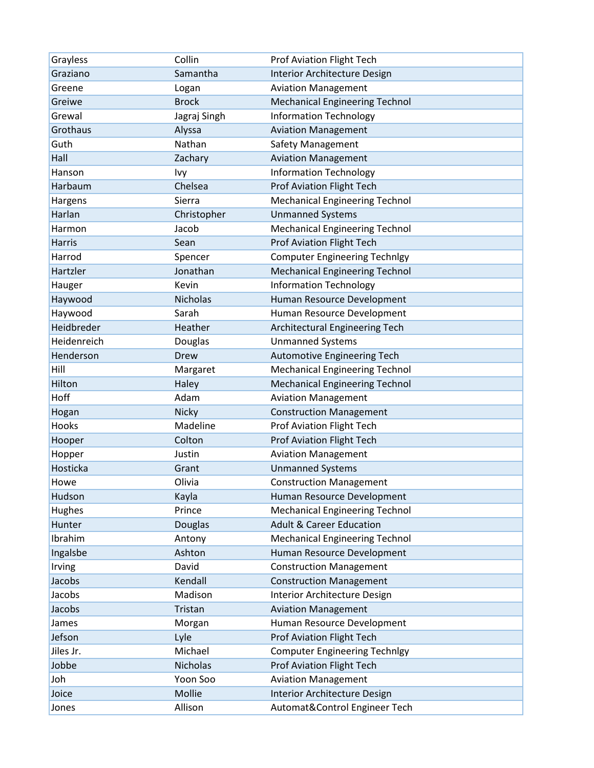| | | |
|---|---|---|
| Grayless | Collin | Prof Aviation Flight Tech |
| Graziano | Samantha | Interior Architecture Design |
| Greene | Logan | Aviation Management |
| Greiwe | Brock | Mechanical Engineering Technol |
| Grewal | Jagraj Singh | Information Technology |
| Grothaus | Alyssa | Aviation Management |
| Guth | Nathan | Safety Management |
| Hall | Zachary | Aviation Management |
| Hanson | Ivy | Information Technology |
| Harbaum | Chelsea | Prof Aviation Flight Tech |
| Hargens | Sierra | Mechanical Engineering Technol |
| Harlan | Christopher | Unmanned Systems |
| Harmon | Jacob | Mechanical Engineering Technol |
| Harris | Sean | Prof Aviation Flight Tech |
| Harrod | Spencer | Computer Engineering Technlgy |
| Hartzler | Jonathan | Mechanical Engineering Technol |
| Hauger | Kevin | Information Technology |
| Haywood | Nicholas | Human Resource Development |
| Haywood | Sarah | Human Resource Development |
| Heidbreder | Heather | Architectural Engineering Tech |
| Heidenreich | Douglas | Unmanned Systems |
| Henderson | Drew | Automotive Engineering Tech |
| Hill | Margaret | Mechanical Engineering Technol |
| Hilton | Haley | Mechanical Engineering Technol |
| Hoff | Adam | Aviation Management |
| Hogan | Nicky | Construction Management |
| Hooks | Madeline | Prof Aviation Flight Tech |
| Hooper | Colton | Prof Aviation Flight Tech |
| Hopper | Justin | Aviation Management |
| Hosticka | Grant | Unmanned Systems |
| Howe | Olivia | Construction Management |
| Hudson | Kayla | Human Resource Development |
| Hughes | Prince | Mechanical Engineering Technol |
| Hunter | Douglas | Adult & Career Education |
| Ibrahim | Antony | Mechanical Engineering Technol |
| Ingalsbe | Ashton | Human Resource Development |
| Irving | David | Construction Management |
| Jacobs | Kendall | Construction Management |
| Jacobs | Madison | Interior Architecture Design |
| Jacobs | Tristan | Aviation Management |
| James | Morgan | Human Resource Development |
| Jefson | Lyle | Prof Aviation Flight Tech |
| Jiles Jr. | Michael | Computer Engineering Technlgy |
| Jobbe | Nicholas | Prof Aviation Flight Tech |
| Joh | Yoon Soo | Aviation Management |
| Joice | Mollie | Interior Architecture Design |
| Jones | Allison | Automat&Control Engineer Tech |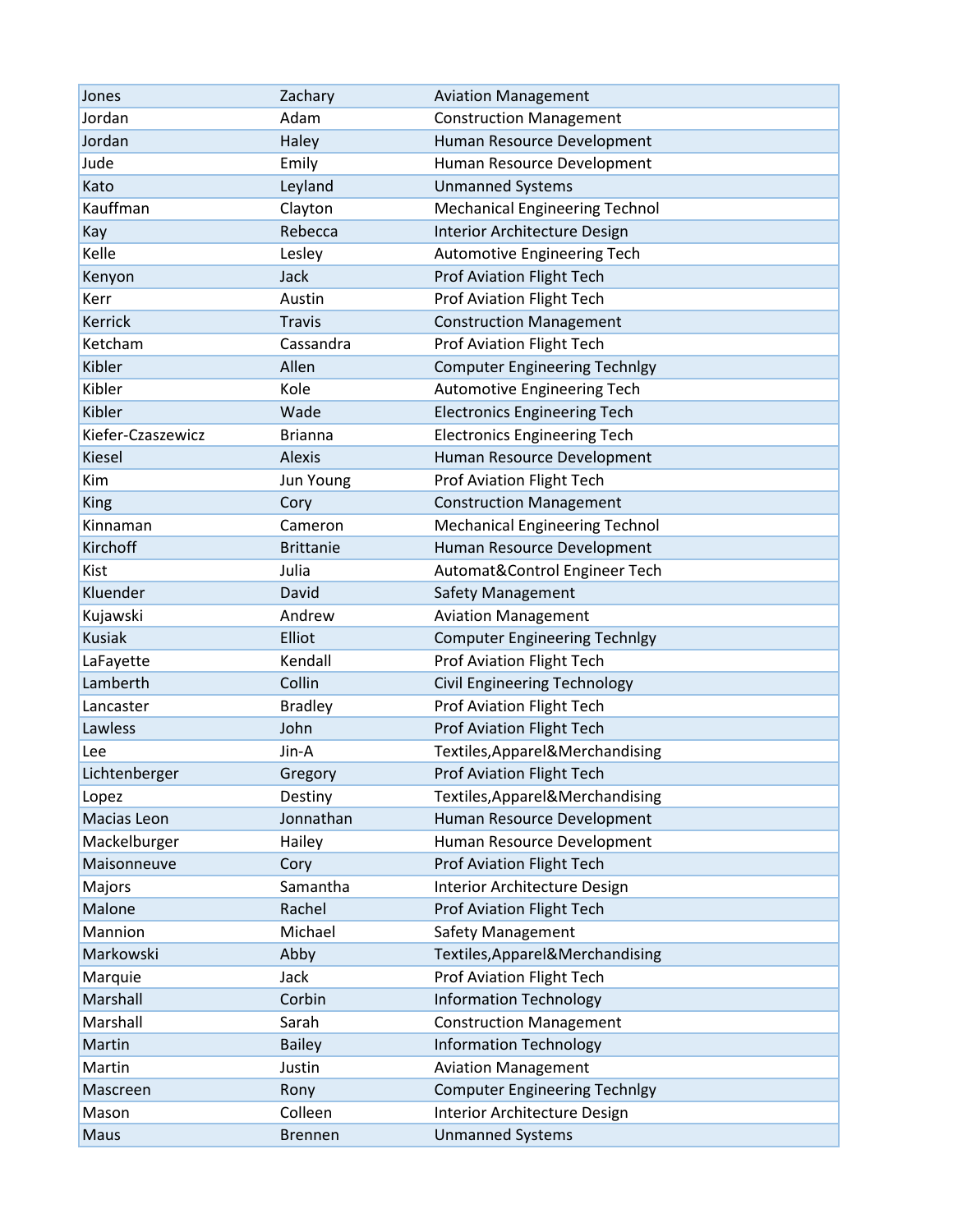| | | |
|---|---|---|
| Jones | Zachary | Aviation Management |
| Jordan | Adam | Construction Management |
| Jordan | Haley | Human Resource Development |
| Jude | Emily | Human Resource Development |
| Kato | Leyland | Unmanned Systems |
| Kauffman | Clayton | Mechanical Engineering Technol |
| Kay | Rebecca | Interior Architecture Design |
| Kelle | Lesley | Automotive Engineering Tech |
| Kenyon | Jack | Prof Aviation Flight Tech |
| Kerr | Austin | Prof Aviation Flight Tech |
| Kerrick | Travis | Construction Management |
| Ketcham | Cassandra | Prof Aviation Flight Tech |
| Kibler | Allen | Computer Engineering Technlgy |
| Kibler | Kole | Automotive Engineering Tech |
| Kibler | Wade | Electronics Engineering Tech |
| Kiefer-Czaszewicz | Brianna | Electronics Engineering Tech |
| Kiesel | Alexis | Human Resource Development |
| Kim | Jun Young | Prof Aviation Flight Tech |
| King | Cory | Construction Management |
| Kinnaman | Cameron | Mechanical Engineering Technol |
| Kirchoff | Brittanie | Human Resource Development |
| Kist | Julia | Automat&Control Engineer Tech |
| Kluender | David | Safety Management |
| Kujawski | Andrew | Aviation Management |
| Kusiak | Elliot | Computer Engineering Technlgy |
| LaFayette | Kendall | Prof Aviation Flight Tech |
| Lamberth | Collin | Civil Engineering Technology |
| Lancaster | Bradley | Prof Aviation Flight Tech |
| Lawless | John | Prof Aviation Flight Tech |
| Lee | Jin-A | Textiles,Apparel&Merchandising |
| Lichtenberger | Gregory | Prof Aviation Flight Tech |
| Lopez | Destiny | Textiles,Apparel&Merchandising |
| Macias Leon | Jonnathan | Human Resource Development |
| Mackelburger | Hailey | Human Resource Development |
| Maisonneuve | Cory | Prof Aviation Flight Tech |
| Majors | Samantha | Interior Architecture Design |
| Malone | Rachel | Prof Aviation Flight Tech |
| Mannion | Michael | Safety Management |
| Markowski | Abby | Textiles,Apparel&Merchandising |
| Marquie | Jack | Prof Aviation Flight Tech |
| Marshall | Corbin | Information Technology |
| Marshall | Sarah | Construction Management |
| Martin | Bailey | Information Technology |
| Martin | Justin | Aviation Management |
| Mascreen | Rony | Computer Engineering Technlgy |
| Mason | Colleen | Interior Architecture Design |
| Maus | Brennen | Unmanned Systems |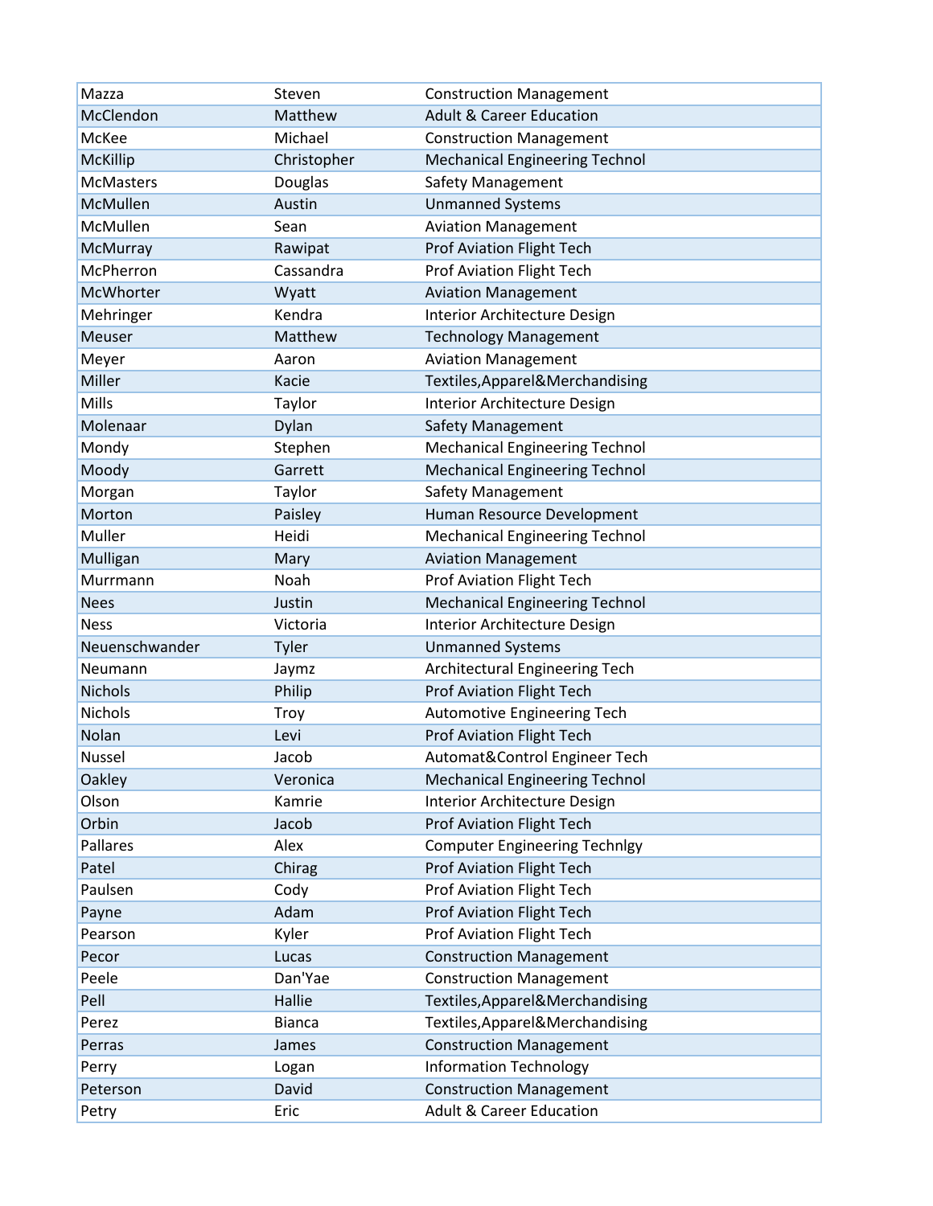| | | |
|---|---|---|
| Mazza | Steven | Construction Management |
| McClendon | Matthew | Adult & Career Education |
| McKee | Michael | Construction Management |
| McKillip | Christopher | Mechanical Engineering Technol |
| McMasters | Douglas | Safety Management |
| McMullen | Austin | Unmanned Systems |
| McMullen | Sean | Aviation Management |
| McMurray | Rawipat | Prof Aviation Flight Tech |
| McPherron | Cassandra | Prof Aviation Flight Tech |
| McWhorter | Wyatt | Aviation Management |
| Mehringer | Kendra | Interior Architecture Design |
| Meuser | Matthew | Technology Management |
| Meyer | Aaron | Aviation Management |
| Miller | Kacie | Textiles,Apparel&Merchandising |
| Mills | Taylor | Interior Architecture Design |
| Molenaar | Dylan | Safety Management |
| Mondy | Stephen | Mechanical Engineering Technol |
| Moody | Garrett | Mechanical Engineering Technol |
| Morgan | Taylor | Safety Management |
| Morton | Paisley | Human Resource Development |
| Muller | Heidi | Mechanical Engineering Technol |
| Mulligan | Mary | Aviation Management |
| Murrmann | Noah | Prof Aviation Flight Tech |
| Nees | Justin | Mechanical Engineering Technol |
| Ness | Victoria | Interior Architecture Design |
| Neuenschwander | Tyler | Unmanned Systems |
| Neumann | Jaymz | Architectural Engineering Tech |
| Nichols | Philip | Prof Aviation Flight Tech |
| Nichols | Troy | Automotive Engineering Tech |
| Nolan | Levi | Prof Aviation Flight Tech |
| Nussel | Jacob | Automat&Control Engineer Tech |
| Oakley | Veronica | Mechanical Engineering Technol |
| Olson | Kamrie | Interior Architecture Design |
| Orbin | Jacob | Prof Aviation Flight Tech |
| Pallares | Alex | Computer Engineering Technlgy |
| Patel | Chirag | Prof Aviation Flight Tech |
| Paulsen | Cody | Prof Aviation Flight Tech |
| Payne | Adam | Prof Aviation Flight Tech |
| Pearson | Kyler | Prof Aviation Flight Tech |
| Pecor | Lucas | Construction Management |
| Peele | Dan'Yae | Construction Management |
| Pell | Hallie | Textiles,Apparel&Merchandising |
| Perez | Bianca | Textiles,Apparel&Merchandising |
| Perras | James | Construction Management |
| Perry | Logan | Information Technology |
| Peterson | David | Construction Management |
| Petry | Eric | Adult & Career Education |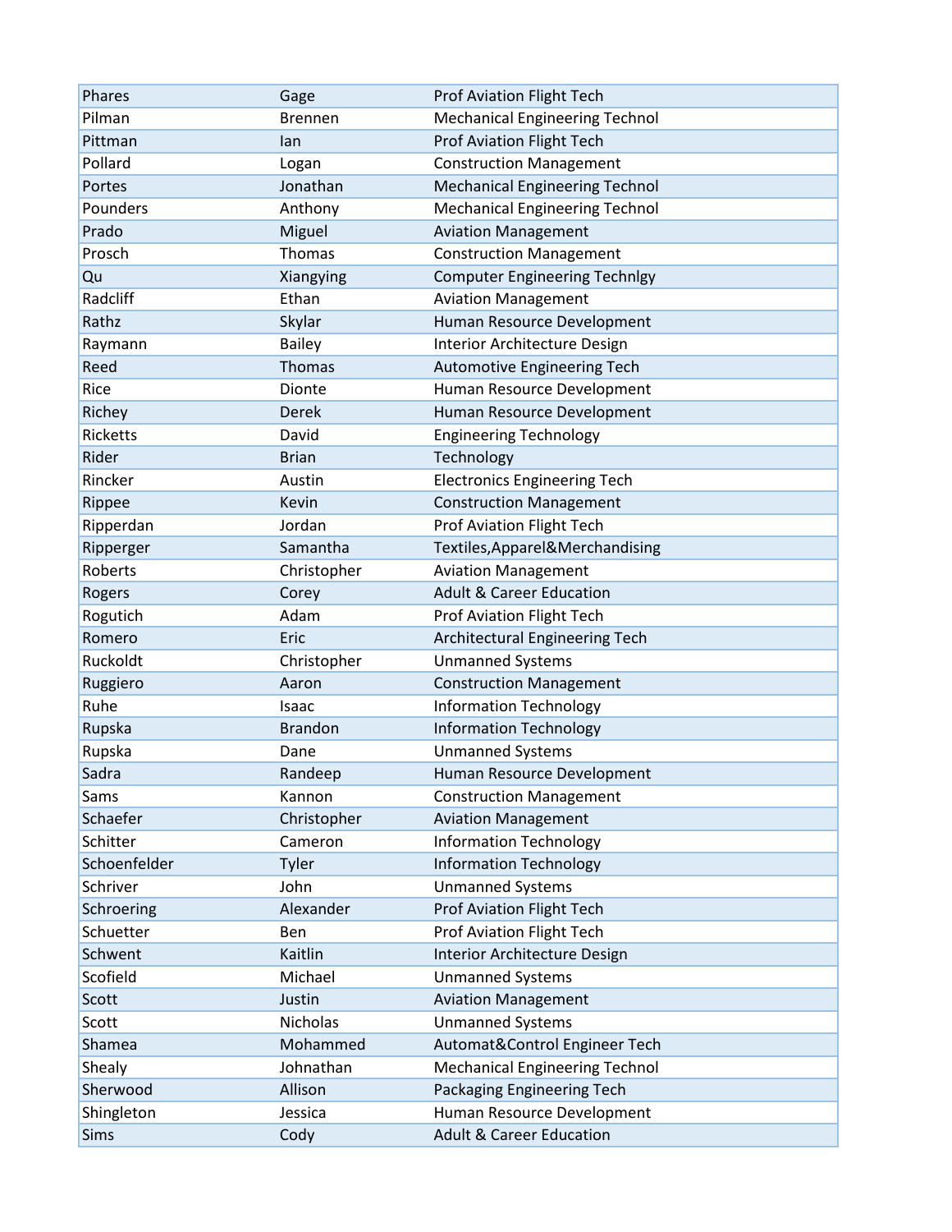| Phares | Gage | Prof Aviation Flight Tech |
|---|---|---|
| Pilman | Brennen | Mechanical Engineering Technol |
| Pittman | Ian | Prof Aviation Flight Tech |
| Pollard | Logan | Construction Management |
| Portes | Jonathan | Mechanical Engineering Technol |
| Pounders | Anthony | Mechanical Engineering Technol |
| Prado | Miguel | Aviation Management |
| Prosch | Thomas | Construction Management |
| Qu | Xiangying | Computer Engineering Technlgy |
| Radcliff | Ethan | Aviation Management |
| Rathz | Skylar | Human Resource Development |
| Raymann | Bailey | Interior Architecture Design |
| Reed | Thomas | Automotive Engineering Tech |
| Rice | Dionte | Human Resource Development |
| Richey | Derek | Human Resource Development |
| Ricketts | David | Engineering Technology |
| Rider | Brian | Technology |
| Rincker | Austin | Electronics Engineering Tech |
| Rippee | Kevin | Construction Management |
| Ripperdan | Jordan | Prof Aviation Flight Tech |
| Ripperger | Samantha | Textiles,Apparel&Merchandising |
| Roberts | Christopher | Aviation Management |
| Rogers | Corey | Adult & Career Education |
| Rogutich | Adam | Prof Aviation Flight Tech |
| Romero | Eric | Architectural Engineering Tech |
| Ruckoldt | Christopher | Unmanned Systems |
| Ruggiero | Aaron | Construction Management |
| Ruhe | Isaac | Information Technology |
| Rupska | Brandon | Information Technology |
| Rupska | Dane | Unmanned Systems |
| Sadra | Randeep | Human Resource Development |
| Sams | Kannon | Construction Management |
| Schaefer | Christopher | Aviation Management |
| Schitter | Cameron | Information Technology |
| Schoenfelder | Tyler | Information Technology |
| Schriver | John | Unmanned Systems |
| Schroering | Alexander | Prof Aviation Flight Tech |
| Schuetter | Ben | Prof Aviation Flight Tech |
| Schwent | Kaitlin | Interior Architecture Design |
| Scofield | Michael | Unmanned Systems |
| Scott | Justin | Aviation Management |
| Scott | Nicholas | Unmanned Systems |
| Shamea | Mohammed | Automat&Control Engineer Tech |
| Shealy | Johnathan | Mechanical Engineering Technol |
| Sherwood | Allison | Packaging Engineering Tech |
| Shingleton | Jessica | Human Resource Development |
| Sims | Cody | Adult & Career Education |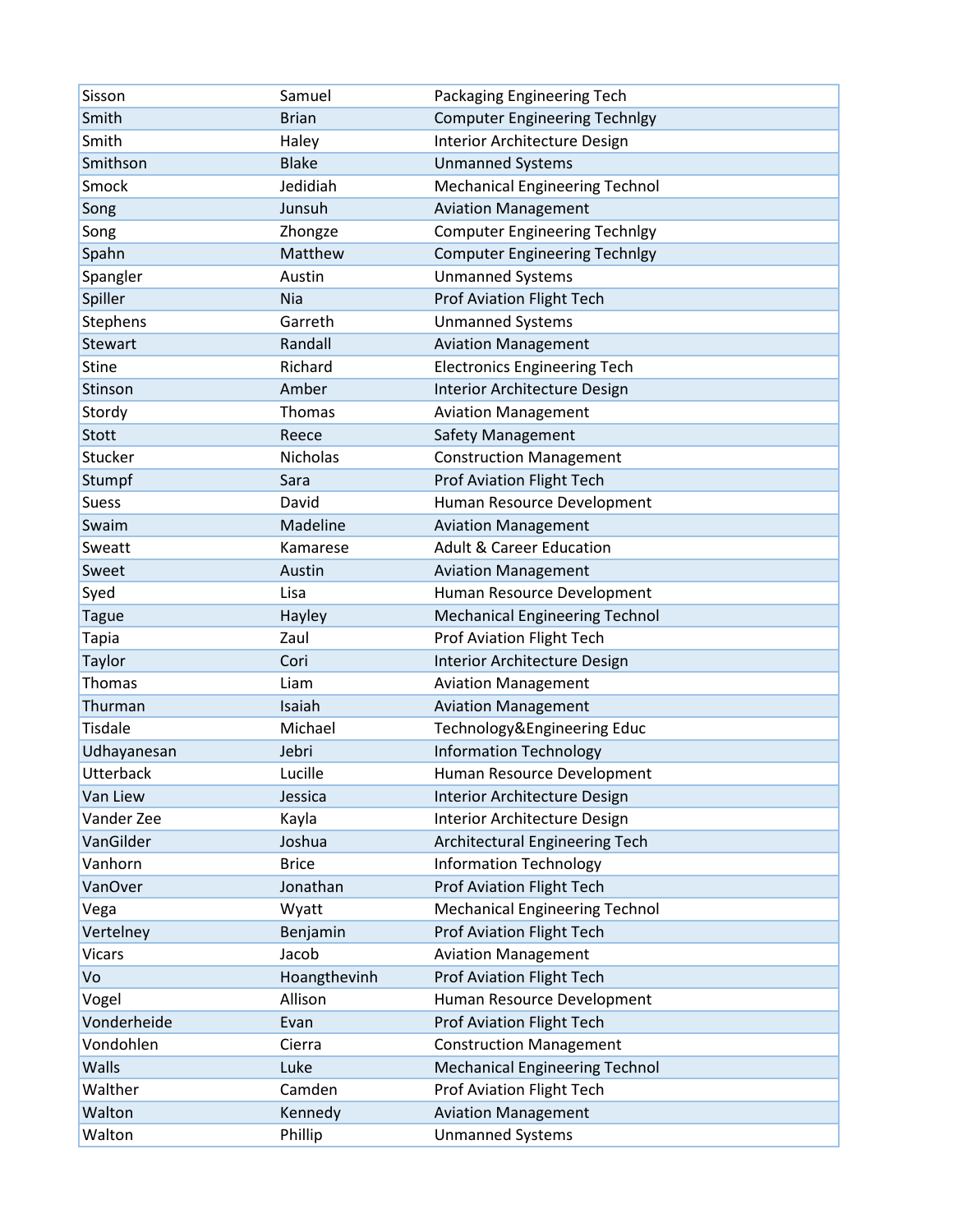| | | |
|---|---|---|
| Sisson | Samuel | Packaging Engineering Tech |
| Smith | Brian | Computer Engineering Technlgy |
| Smith | Haley | Interior Architecture Design |
| Smithson | Blake | Unmanned Systems |
| Smock | Jedidiah | Mechanical Engineering Technol |
| Song | Junsuh | Aviation Management |
| Song | Zhongze | Computer Engineering Technlgy |
| Spahn | Matthew | Computer Engineering Technlgy |
| Spangler | Austin | Unmanned Systems |
| Spiller | Nia | Prof Aviation Flight Tech |
| Stephens | Garreth | Unmanned Systems |
| Stewart | Randall | Aviation Management |
| Stine | Richard | Electronics Engineering Tech |
| Stinson | Amber | Interior Architecture Design |
| Stordy | Thomas | Aviation Management |
| Stott | Reece | Safety Management |
| Stucker | Nicholas | Construction Management |
| Stumpf | Sara | Prof Aviation Flight Tech |
| Suess | David | Human Resource Development |
| Swaim | Madeline | Aviation Management |
| Sweatt | Kamarese | Adult & Career Education |
| Sweet | Austin | Aviation Management |
| Syed | Lisa | Human Resource Development |
| Tague | Hayley | Mechanical Engineering Technol |
| Tapia | Zaul | Prof Aviation Flight Tech |
| Taylor | Cori | Interior Architecture Design |
| Thomas | Liam | Aviation Management |
| Thurman | Isaiah | Aviation Management |
| Tisdale | Michael | Technology&Engineering Educ |
| Udhayanesan | Jebri | Information Technology |
| Utterback | Lucille | Human Resource Development |
| Van Liew | Jessica | Interior Architecture Design |
| Vander Zee | Kayla | Interior Architecture Design |
| VanGilder | Joshua | Architectural Engineering Tech |
| Vanhorn | Brice | Information Technology |
| VanOver | Jonathan | Prof Aviation Flight Tech |
| Vega | Wyatt | Mechanical Engineering Technol |
| Vertelney | Benjamin | Prof Aviation Flight Tech |
| Vicars | Jacob | Aviation Management |
| Vo | Hoangthevinh | Prof Aviation Flight Tech |
| Vogel | Allison | Human Resource Development |
| Vonderheide | Evan | Prof Aviation Flight Tech |
| Vondohlen | Cierra | Construction Management |
| Walls | Luke | Mechanical Engineering Technol |
| Walther | Camden | Prof Aviation Flight Tech |
| Walton | Kennedy | Aviation Management |
| Walton | Phillip | Unmanned Systems |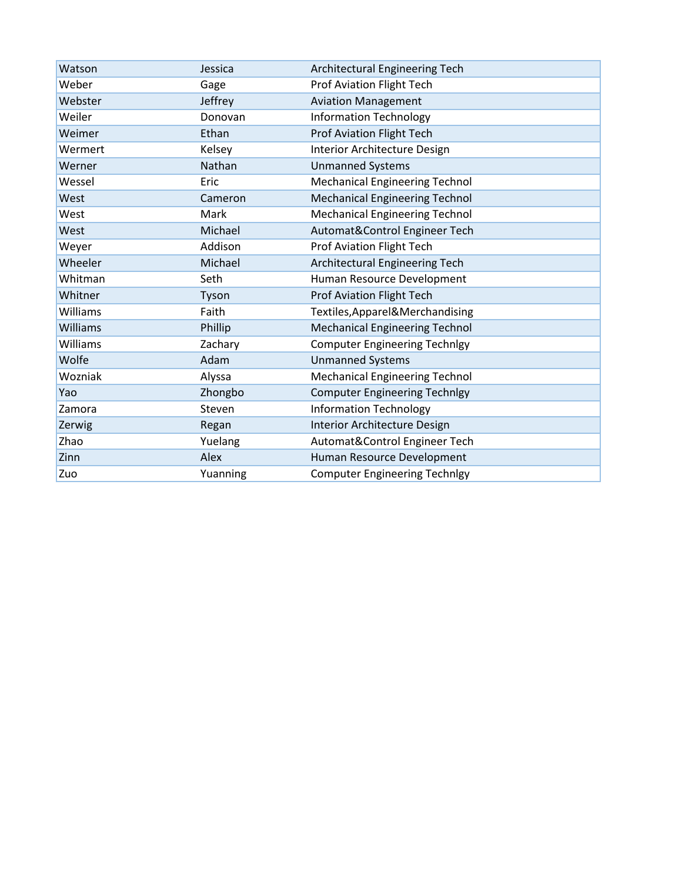| | | |
|---|---|---|
| Watson | Jessica | Architectural Engineering Tech |
| Weber | Gage | Prof Aviation Flight Tech |
| Webster | Jeffrey | Aviation Management |
| Weiler | Donovan | Information Technology |
| Weimer | Ethan | Prof Aviation Flight Tech |
| Wermert | Kelsey | Interior Architecture Design |
| Werner | Nathan | Unmanned Systems |
| Wessel | Eric | Mechanical Engineering Technol |
| West | Cameron | Mechanical Engineering Technol |
| West | Mark | Mechanical Engineering Technol |
| West | Michael | Automat&Control Engineer Tech |
| Weyer | Addison | Prof Aviation Flight Tech |
| Wheeler | Michael | Architectural Engineering Tech |
| Whitman | Seth | Human Resource Development |
| Whitner | Tyson | Prof Aviation Flight Tech |
| Williams | Faith | Textiles,Apparel&Merchandising |
| Williams | Phillip | Mechanical Engineering Technol |
| Williams | Zachary | Computer Engineering Technlgy |
| Wolfe | Adam | Unmanned Systems |
| Wozniak | Alyssa | Mechanical Engineering Technol |
| Yao | Zhongbo | Computer Engineering Technlgy |
| Zamora | Steven | Information Technology |
| Zerwig | Regan | Interior Architecture Design |
| Zhao | Yuelang | Automat&Control Engineer Tech |
| Zinn | Alex | Human Resource Development |
| Zuo | Yuanning | Computer Engineering Technlgy |